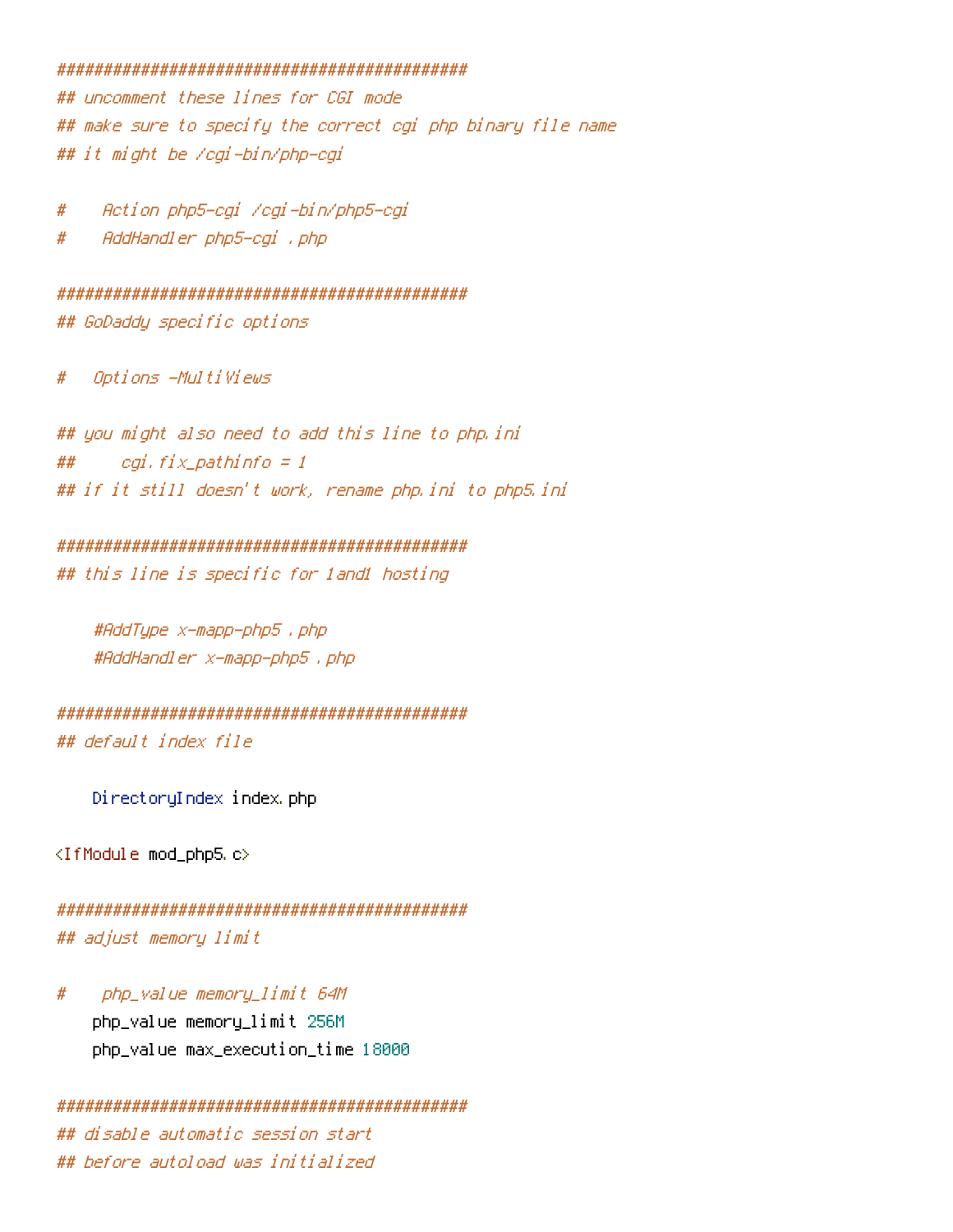```apache
############################################
## uncomment these lines for CGI mode
## make sure to specify the correct cgi php binary file name
## it might be /cgi-bin/php-cgi

#    Action php5-cgi /cgi-bin/php5-cgi
#    AddHandler php5-cgi .php

############################################
## GoDaddy specific options

#   Options -MultiViews

## you might also need to add this line to php.ini
##     cgi.fix_pathinfo = 1
## if it still doesn't work, rename php.ini to php5.ini

############################################
## this line is specific for 1and1 hosting

    #AddType x-mapp-php5 .php
    #AddHandler x-mapp-php5 .php

############################################
## default index file

    DirectoryIndex index.php

<IfModule mod_php5.c>

############################################
## adjust memory limit

#    php_value memory_limit 64M
    php_value memory_limit 256M
    php_value max_execution_time 18000

############################################
## disable automatic session start
## before autoload was initialized
```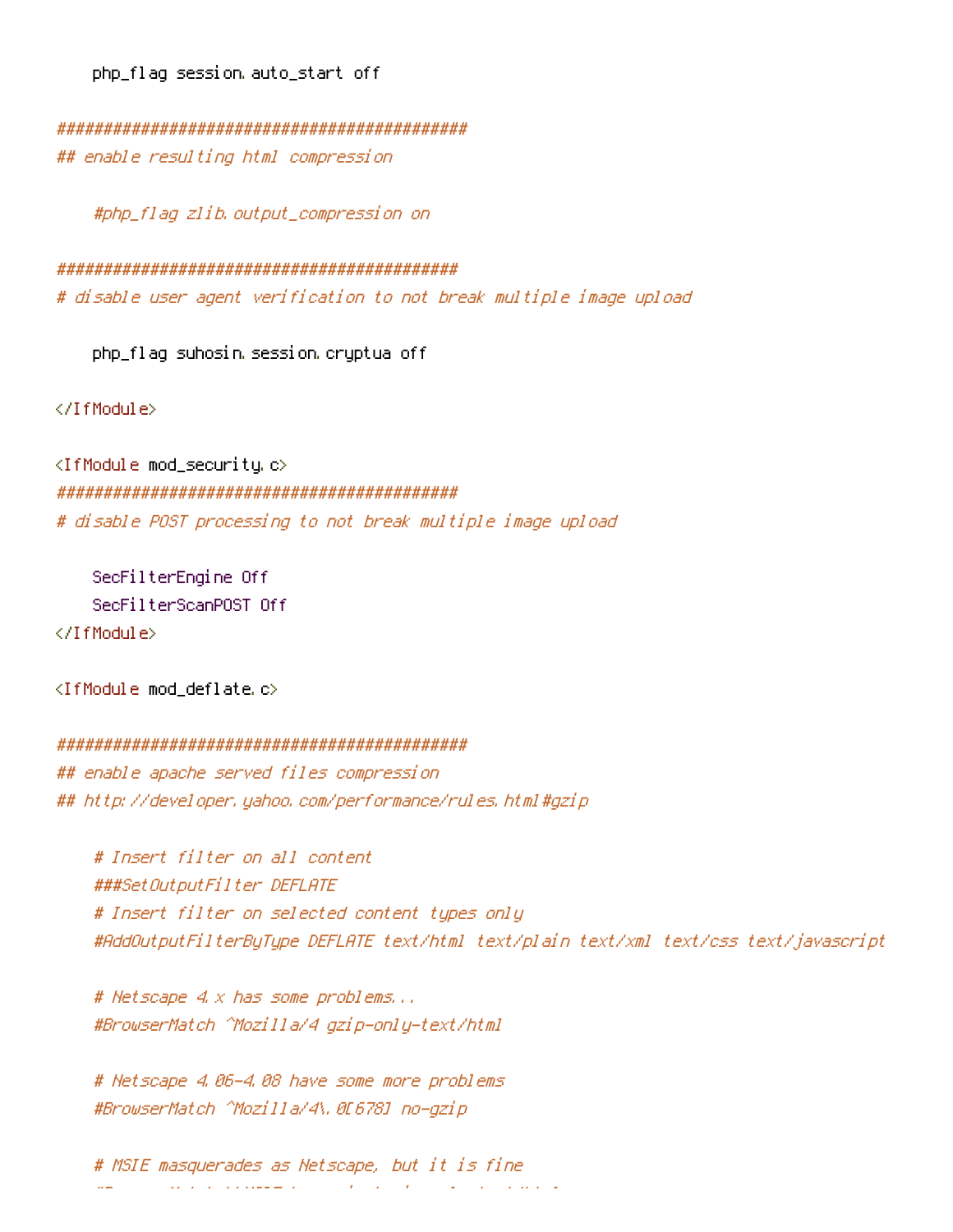```
    php_flag session.auto_start off

############################################
## enable resulting html compression

    #php_flag zlib.output_compression on

###########################################
# disable user agent verification to not break multiple image upload

    php_flag suhosin.session.cryptua off

</IfModule>

<IfModule mod_security.c>
###########################################
# disable POST processing to not break multiple image upload

    SecFilterEngine Off
    SecFilterScanPOST Off
</IfModule>

<IfModule mod_deflate.c>

############################################
## enable apache served files compression
## http://developer.yahoo.com/performance/rules.html#gzip

    # Insert filter on all content
    ###SetOutputFilter DEFLATE
    # Insert filter on selected content types only
    #AddOutputFilterByType DEFLATE text/html text/plain text/xml text/css text/javascript

    # Netscape 4.x has some problems...
    #BrowserMatch ^Mozilla/4 gzip-only-text/html

    # Netscape 4.06-4.08 have some more problems
    #BrowserMatch ^Mozilla/4\.0[678] no-gzip

    # MSIE masquerades as Netscape, but it is fine
```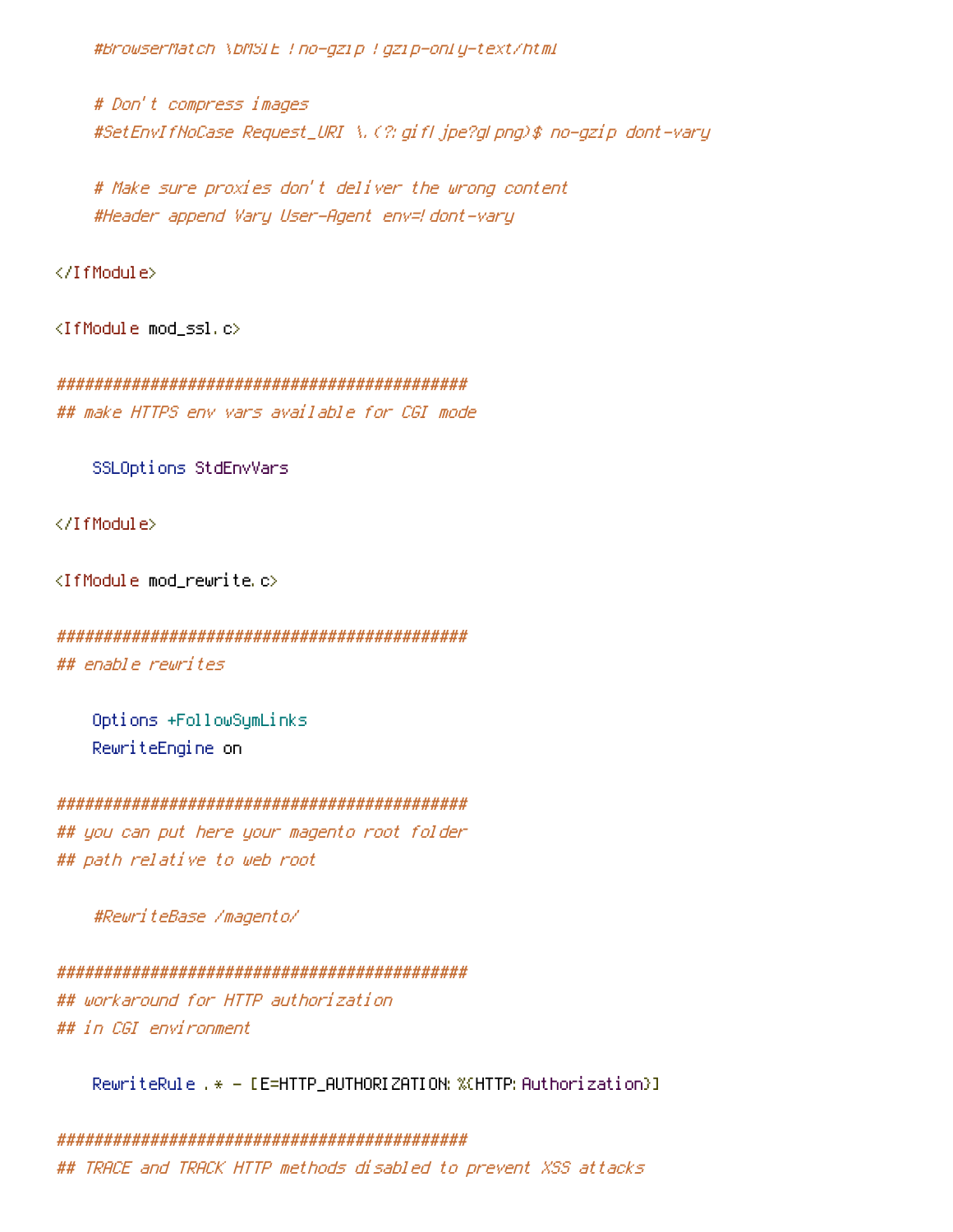```
    #BrowserMatch \bMSIE !no-gzip !gzip-only-text/html

    # Don't compress images
    #SetEnvIfNoCase Request_URI \.(?:gif|jpe?g|png)$ no-gzip dont-vary

    # Make sure proxies don't deliver the wrong content
    #Header append Vary User-Agent env=!dont-vary

</IfModule>

<IfModule mod_ssl.c>

############################################
## make HTTPS env vars available for CGI mode

    SSLOptions StdEnvVars

</IfModule>

<IfModule mod_rewrite.c>

############################################
## enable rewrites

    Options +FollowSymLinks
    RewriteEngine on

############################################
## you can put here your magento root folder
## path relative to web root

    #RewriteBase /magento/

############################################
## workaround for HTTP authorization
## in CGI environment

    RewriteRule .* - [E=HTTP_AUTHORIZATION:%{HTTP:Authorization}]

############################################
## TRACE and TRACK HTTP methods disabled to prevent XSS attacks
```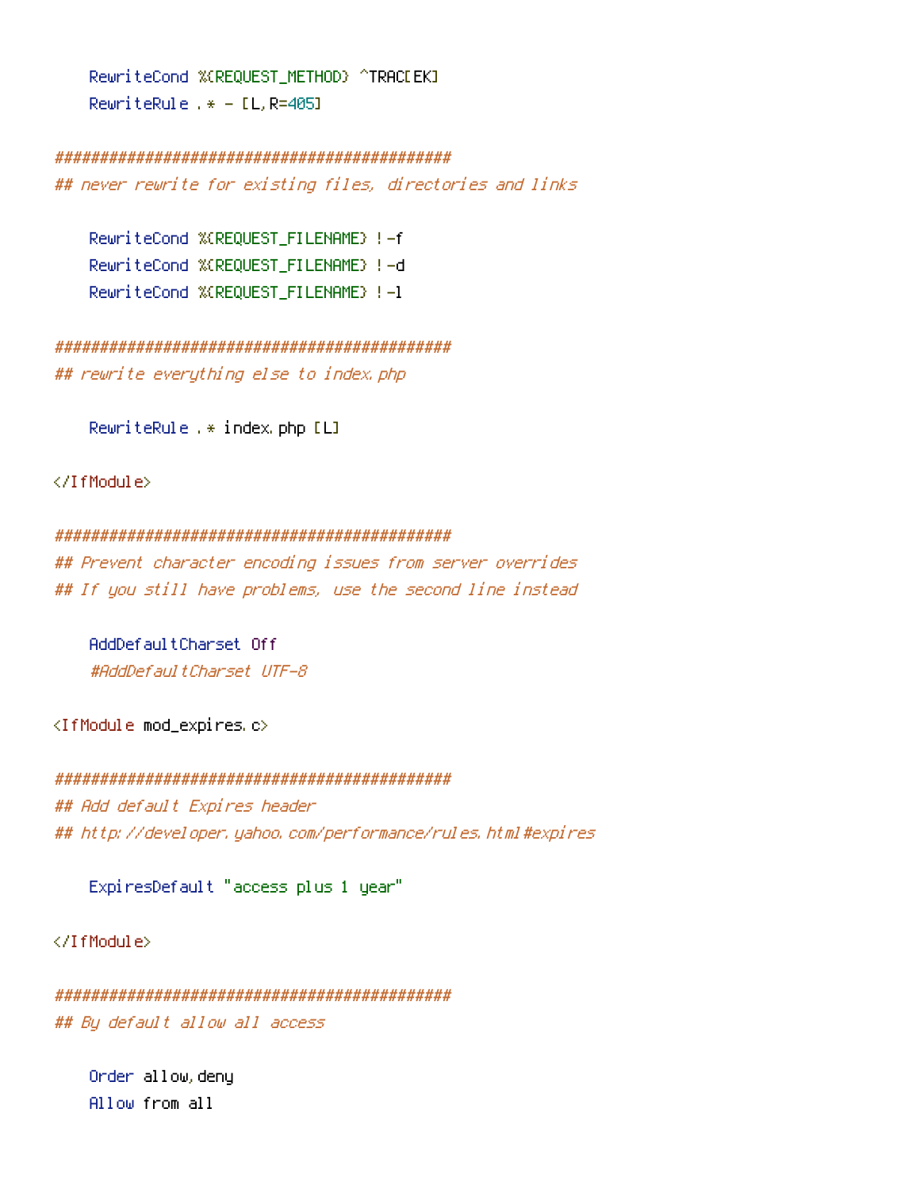```
    RewriteCond %{REQUEST_METHOD} ^TRAC[EK]
    RewriteRule .* - [L,R=405]

##############################################
## never rewrite for existing files, directories and links

    RewriteCond %{REQUEST_FILENAME} !-f
    RewriteCond %{REQUEST_FILENAME} !-d
    RewriteCond %{REQUEST_FILENAME} !-l

##############################################
## rewrite everything else to index.php

    RewriteRule .* index.php [L]

</IfModule>

##############################################
## Prevent character encoding issues from server overrides
## If you still have problems, use the second line instead

    AddDefaultCharset Off
    #AddDefaultCharset UTF-8

<IfModule mod_expires.c>

##############################################
## Add default Expires header
## http://developer.yahoo.com/performance/rules.html#expires

    ExpiresDefault "access plus 1 year"

</IfModule>

##############################################
## By default allow all access

    Order allow,deny
    Allow from all
```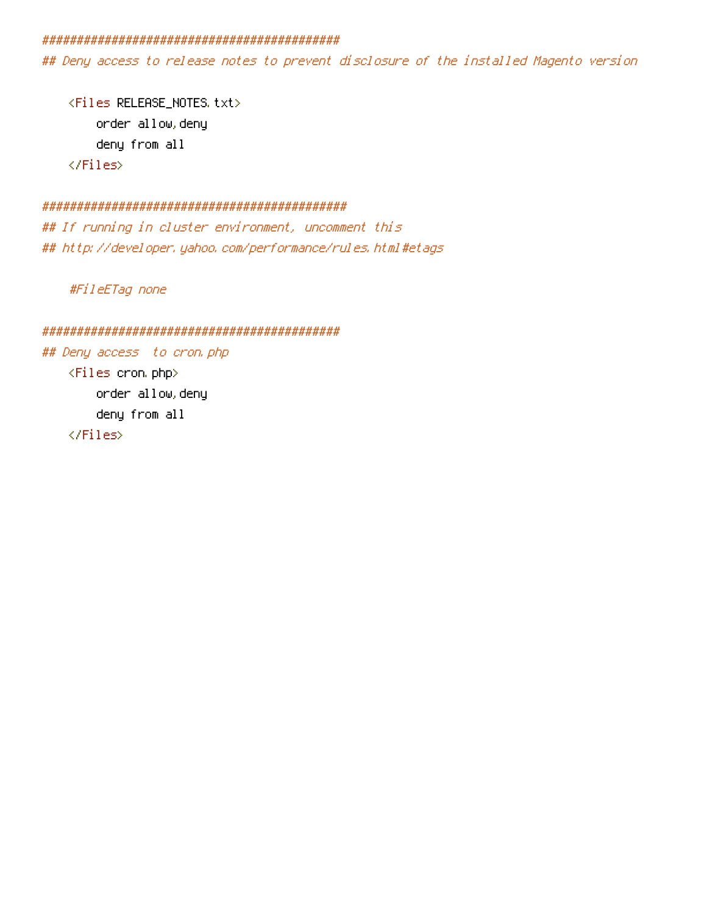```
############################################
## Deny access to release notes to prevent disclosure of the installed Magento version

    <Files RELEASE_NOTES.txt>
        order allow,deny
        deny from all
    </Files>

############################################
## If running in cluster environment, uncomment this
## http://developer.yahoo.com/performance/rules.html#etags

    #FileETag none

############################################
## Deny access  to cron.php
    <Files cron.php>
        order allow,deny
        deny from all
    </Files>
```